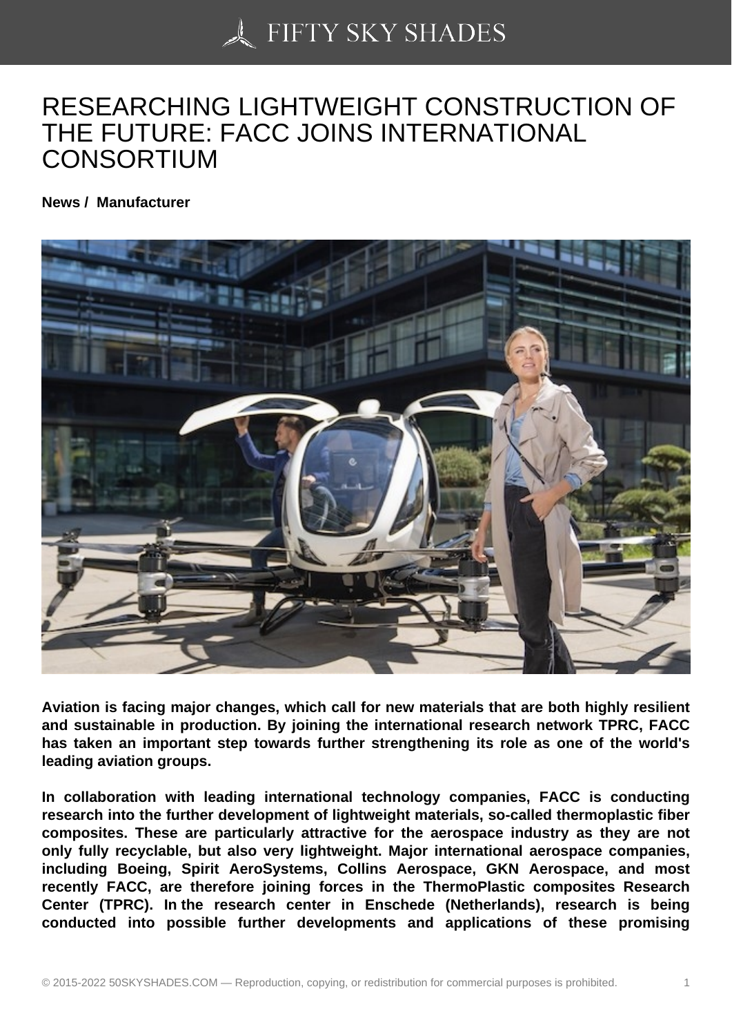# RESEARCHING LIGHTWEIGHT CONSTRUCTION OF THE FUTURE: FACC JOINS INTERNATIONAL CONSORTIUM

**News / Manufacturer**

**Aviation is facing major changes, which call for new materials that are both highly resilient and sustainable in production. By joining the international research network TPRC, FACC has taken an important step towards further strengthening its role as one of the world's leading aviation groups.**

**In collaboration with leading international technology companies, FACC is conducting research into the further development of lightweight materials, so-called thermoplastic fiber composites. These are particularly attractive for the aerospace industry as they are not only fully recyclable, but also very lightweight. Major international aerospace companies, including Boeing, Spirit AeroSystems, Collins Aerospace, GKN Aerospace, and most recently FACC, are therefore joining forces in the ThermoPlastic composites Research Center (TPRC). In the research center in Enschede (Netherlands), research is being conducted into possible further developments and applications of these promising**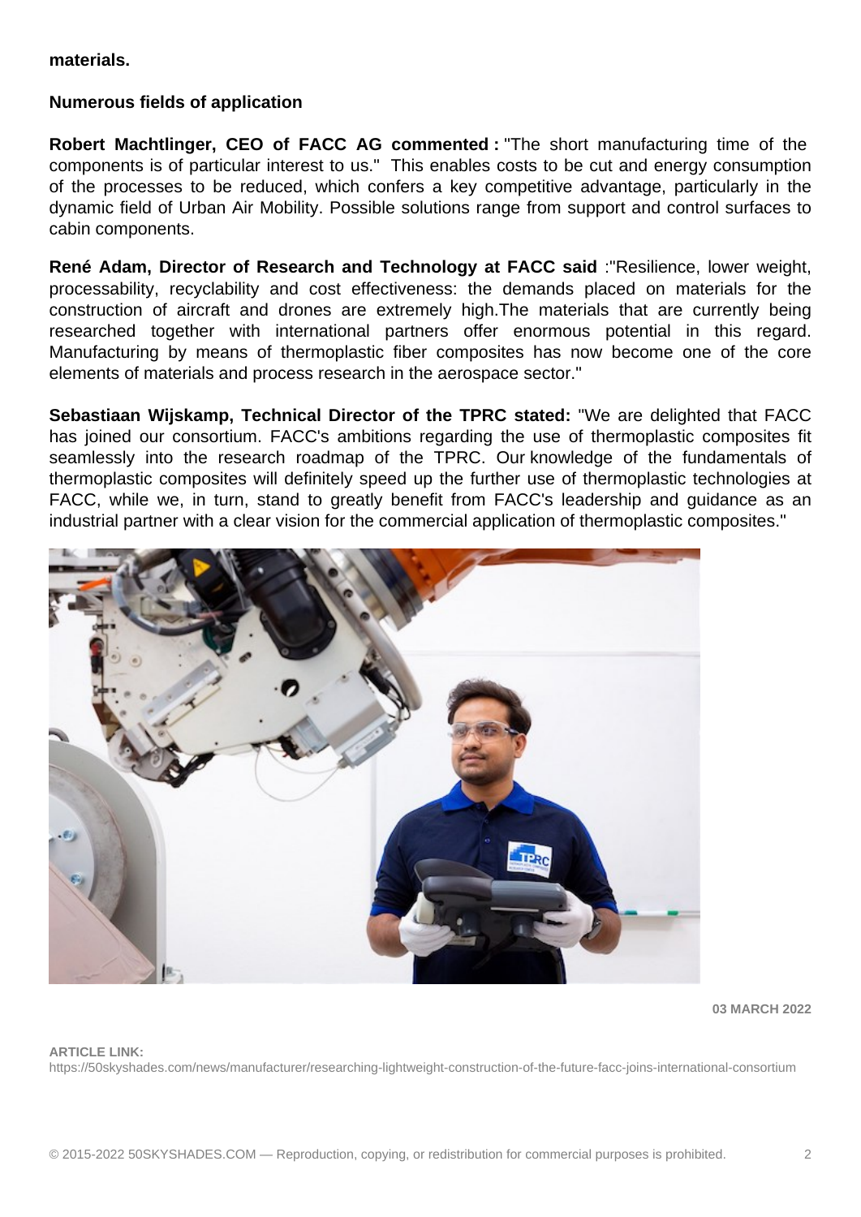**materials.**

**Numerous fields of application**

**Robert Machtlinger, CEO of FACC AG commented :** "The short manufacturing time of the components is of particular interest to us." This enables costs to be cut and energy consumption of the processes to be reduced, which confers a key competitive advantage, particularly in the dynamic field of Urban Air Mobility. Possible solutions range from support and control surfaces to cabin components.

**René Adam, Director of Research and Technology at FACC said** :"Resilience, lower weight, processability, recyclability and cost effectiveness: the demands placed on materials for the construction of aircraft and drones are extremely high.The materials that are currently being researched together with international partners offer enormous potential in this regard. Manufacturing by means of thermoplastic fiber composites has now become one of the core elements of materials and process research in the aerospace sector."

**Sebastiaan Wijskamp, Technical Director of the TPRC stated:** "We are delighted that FACC has joined our consortium. FACC's ambitions regarding the use of thermoplastic composites fit seamlessly into the research roadmap of the TPRC. Our knowledge of the fundamentals of thermoplastic composites will definitely speed up the further use of thermoplastic technologies at FACC, while we, in turn, stand to greatly benefit from FACC's leadership and guidance as an industrial partner with a clear vision for the commercial application of thermoplastic composites."

**03 MARCH 2022**

**ARTICLE LINK:**
https://50skyshades.com/news/manufacturer/researching-lightweight-construction-of-the-future-facc-joins-international-consortium

© 2015-2022 50SKYSHADES.COM — Reproduction, copying, or redistribution for commercial purposes is prohibited.